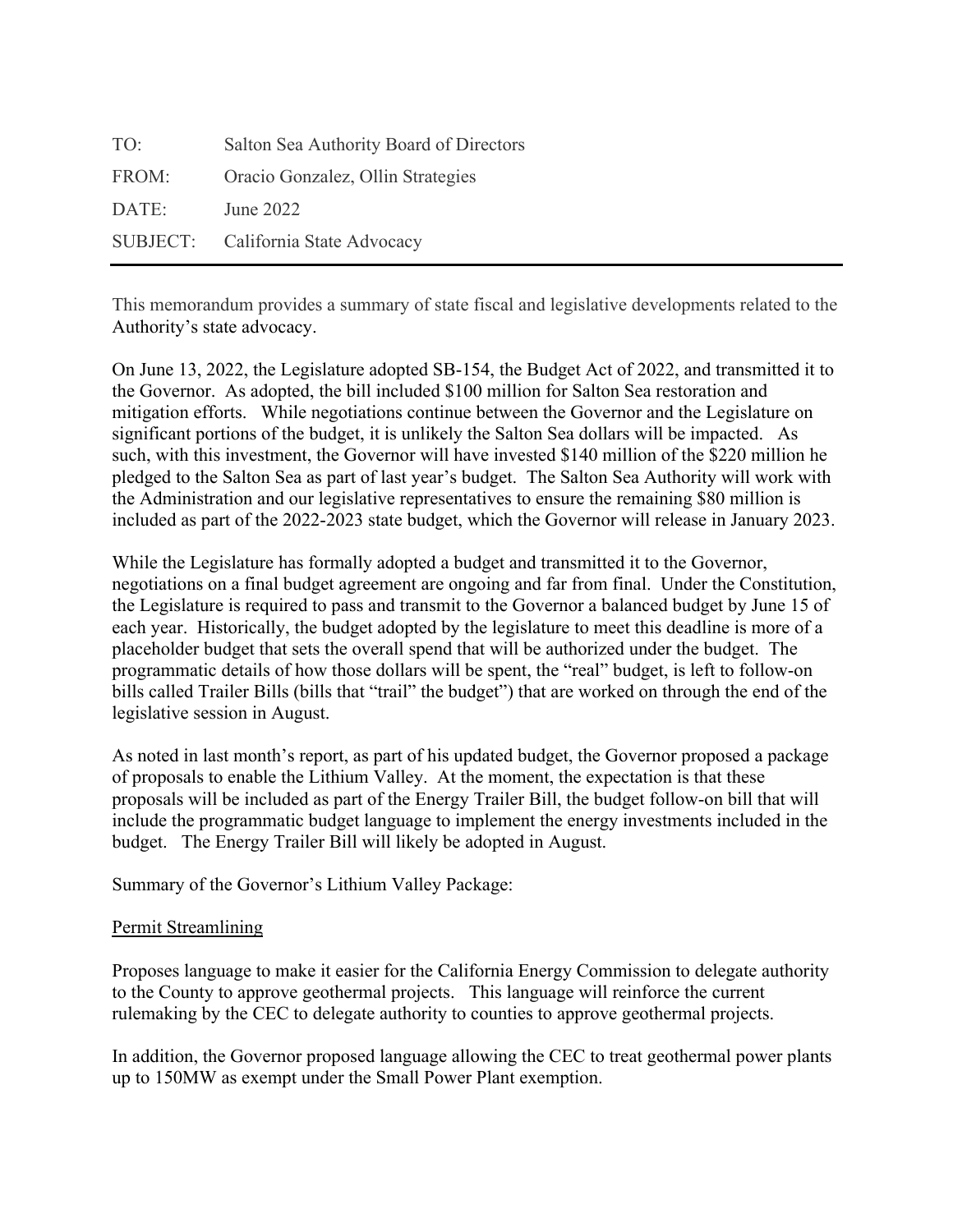| | |
|---|---|
| TO: | Salton Sea Authority Board of Directors |
| FROM: | Oracio Gonzalez, Ollin Strategies |
| DATE: | June 2022 |
| SUBJECT: | California State Advocacy |

---

This memorandum provides a summary of state fiscal and legislative developments related to the Authority's state advocacy.

On June 13, 2022, the Legislature adopted SB-154, the Budget Act of 2022, and transmitted it to the Governor. As adopted, the bill included $100 million for Salton Sea restoration and mitigation efforts. While negotiations continue between the Governor and the Legislature on significant portions of the budget, it is unlikely the Salton Sea dollars will be impacted. As such, with this investment, the Governor will have invested $140 million of the $220 million he pledged to the Salton Sea as part of last year's budget. The Salton Sea Authority will work with the Administration and our legislative representatives to ensure the remaining $80 million is included as part of the 2022-2023 state budget, which the Governor will release in January 2023.

While the Legislature has formally adopted a budget and transmitted it to the Governor, negotiations on a final budget agreement are ongoing and far from final. Under the Constitution, the Legislature is required to pass and transmit to the Governor a balanced budget by June 15 of each year. Historically, the budget adopted by the legislature to meet this deadline is more of a placeholder budget that sets the overall spend that will be authorized under the budget. The programmatic details of how those dollars will be spent, the "real" budget, is left to follow-on bills called Trailer Bills (bills that "trail" the budget") that are worked on through the end of the legislative session in August.

As noted in last month's report, as part of his updated budget, the Governor proposed a package of proposals to enable the Lithium Valley. At the moment, the expectation is that these proposals will be included as part of the Energy Trailer Bill, the budget follow-on bill that will include the programmatic budget language to implement the energy investments included in the budget. The Energy Trailer Bill will likely be adopted in August.

Summary of the Governor's Lithium Valley Package:

<u>Permit Streamlining</u>

Proposes language to make it easier for the California Energy Commission to delegate authority to the County to approve geothermal projects. This language will reinforce the current rulemaking by the CEC to delegate authority to counties to approve geothermal projects.

In addition, the Governor proposed language allowing the CEC to treat geothermal power plants up to 150MW as exempt under the Small Power Plant exemption.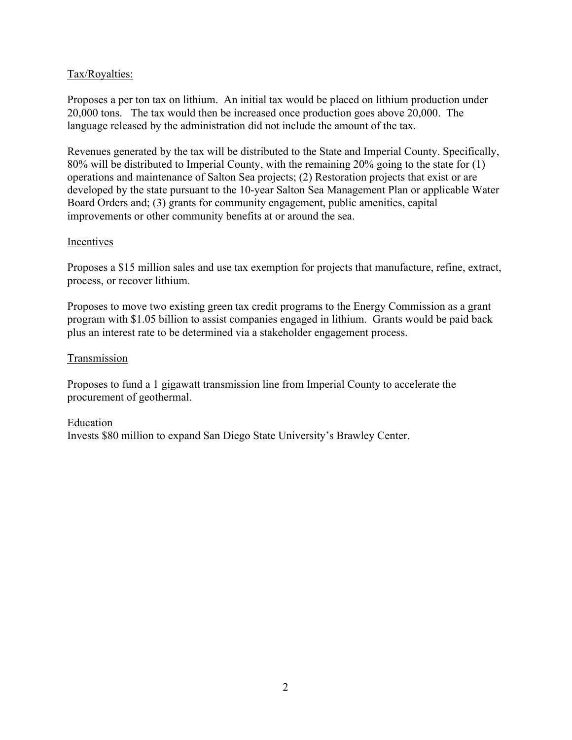Tax/Royalties:

Proposes a per ton tax on lithium. An initial tax would be placed on lithium production under 20,000 tons. The tax would then be increased once production goes above 20,000. The language released by the administration did not include the amount of the tax.

Revenues generated by the tax will be distributed to the State and Imperial County. Specifically, 80% will be distributed to Imperial County, with the remaining 20% going to the state for (1) operations and maintenance of Salton Sea projects; (2) Restoration projects that exist or are developed by the state pursuant to the 10-year Salton Sea Management Plan or applicable Water Board Orders and; (3) grants for community engagement, public amenities, capital improvements or other community benefits at or around the sea.

Incentives

Proposes a $15 million sales and use tax exemption for projects that manufacture, refine, extract, process, or recover lithium.

Proposes to move two existing green tax credit programs to the Energy Commission as a grant program with $1.05 billion to assist companies engaged in lithium. Grants would be paid back plus an interest rate to be determined via a stakeholder engagement process.

Transmission

Proposes to fund a 1 gigawatt transmission line from Imperial County to accelerate the procurement of geothermal.

Education

Invests $80 million to expand San Diego State University's Brawley Center.